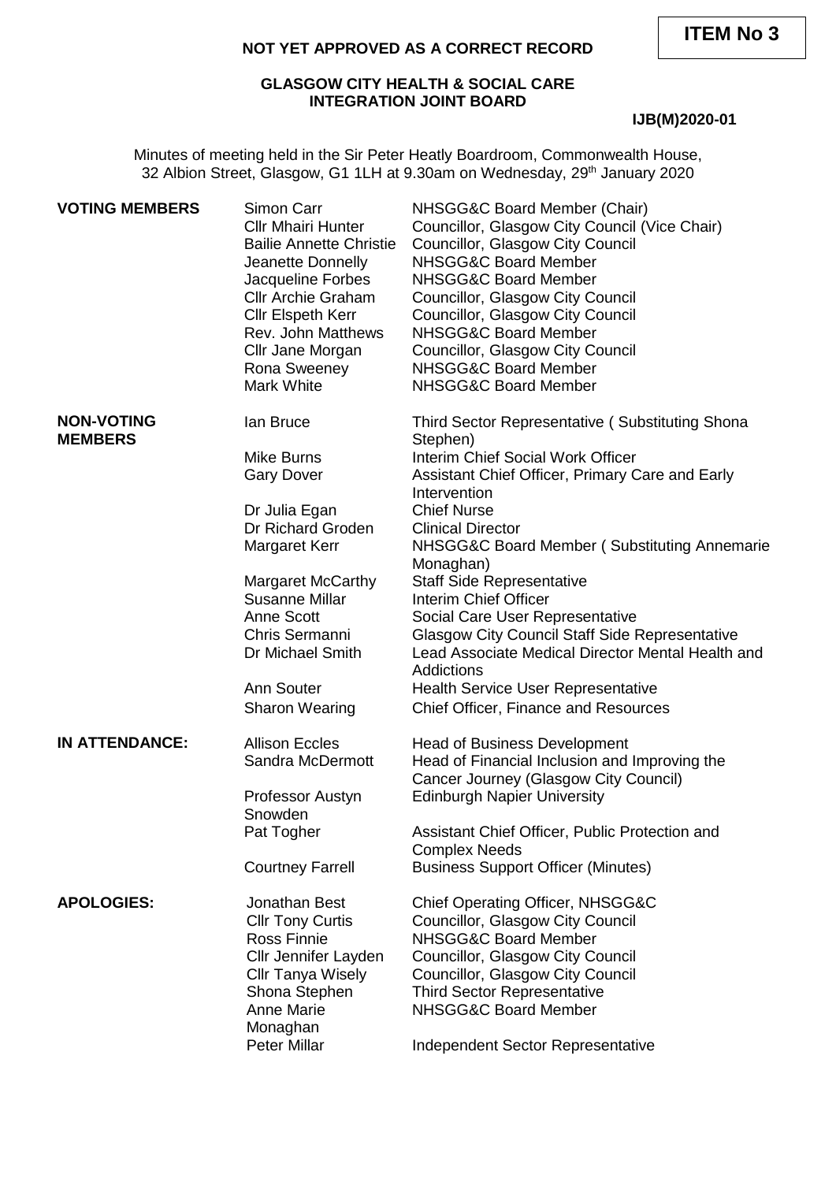**ITEM No 3**

**NOT YET APPROVED AS A CORRECT RECORD**

**GLASGOW CITY HEALTH & SOCIAL CARE INTEGRATION JOINT BOARD**

**IJB(M)2020-01**

Minutes of meeting held in the Sir Peter Heatly Boardroom, Commonwealth House, 32 Albion Street, Glasgow, G1 1LH at 9.30am on Wednesday, 29th January 2020

| | | |
|---|---|---|
| **VOTING MEMBERS** | Simon Carr | NHSGG&C Board Member (Chair) |
| | Cllr Mhairi Hunter | Councillor, Glasgow City Council (Vice Chair) |
| | Bailie Annette Christie | Councillor, Glasgow City Council |
| | Jeanette Donnelly | NHSGG&C Board Member |
| | Jacqueline Forbes | NHSGG&C Board Member |
| | Cllr Archie Graham | Councillor, Glasgow City Council |
| | Cllr Elspeth Kerr | Councillor, Glasgow City Council |
| | Rev. John Matthews | NHSGG&C Board Member |
| | Cllr Jane Morgan | Councillor, Glasgow City Council |
| | Rona Sweeney | NHSGG&C Board Member |
| | Mark White | NHSGG&C Board Member |
| **NON-VOTING MEMBERS** | Ian Bruce | Third Sector Representative ( Substituting Shona Stephen) |
| | Mike Burns | Interim Chief Social Work Officer |
| | Gary Dover | Assistant Chief Officer, Primary Care and Early Intervention |
| | Dr Julia Egan | Chief Nurse |
| | Dr Richard Groden | Clinical Director |
| | Margaret Kerr | NHSGG&C Board Member ( Substituting Annemarie Monaghan) |
| | Margaret McCarthy | Staff Side Representative |
| | Susanne Millar | Interim Chief Officer |
| | Anne Scott | Social Care User Representative |
| | Chris Sermanni | Glasgow City Council Staff Side Representative |
| | Dr Michael Smith | Lead Associate Medical Director Mental Health and Addictions |
| | Ann Souter | Health Service User Representative |
| | Sharon Wearing | Chief Officer, Finance and Resources |
| **IN ATTENDANCE:** | Allison Eccles | Head of Business Development |
| | Sandra McDermott | Head of Financial Inclusion and Improving the Cancer Journey (Glasgow City Council) |
| | Professor Austyn Snowden | Edinburgh Napier University |
| | Pat Togher | Assistant Chief Officer, Public Protection and Complex Needs |
| | Courtney Farrell | Business Support Officer (Minutes) |
| **APOLOGIES:** | Jonathan Best | Chief Operating Officer, NHSGG&C |
| | Cllr Tony Curtis | Councillor, Glasgow City Council |
| | Ross Finnie | NHSGG&C Board Member |
| | Cllr Jennifer Layden | Councillor, Glasgow City Council |
| | Cllr Tanya Wisely | Councillor, Glasgow City Council |
| | Shona Stephen | Third Sector Representative |
| | Anne Marie Monaghan | NHSGG&C Board Member |
| | Peter Millar | Independent Sector Representative |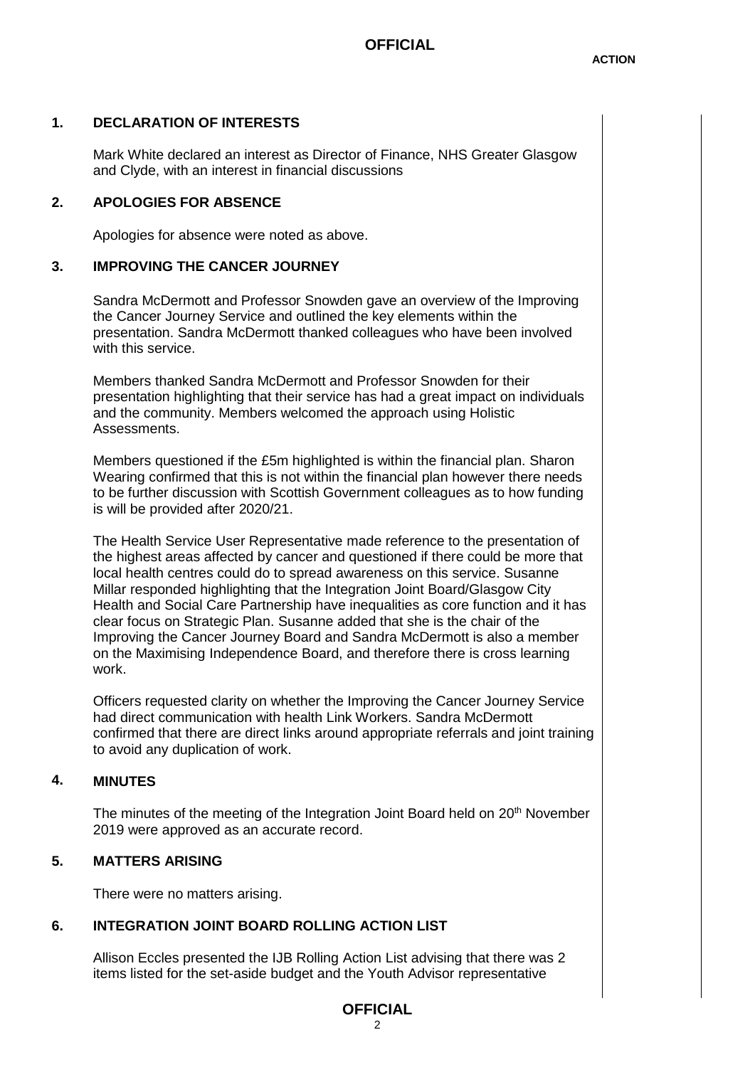## 1. DECLARATION OF INTERESTS

Mark White declared an interest as Director of Finance, NHS Greater Glasgow and Clyde, with an interest in financial discussions

## 2. APOLOGIES FOR ABSENCE

Apologies for absence were noted as above.

## 3. IMPROVING THE CANCER JOURNEY

Sandra McDermott and Professor Snowden gave an overview of the Improving the Cancer Journey Service and outlined the key elements within the presentation. Sandra McDermott thanked colleagues who have been involved with this service.

Members thanked Sandra McDermott and Professor Snowden for their presentation highlighting that their service has had a great impact on individuals and the community. Members welcomed the approach using Holistic Assessments.

Members questioned if the £5m highlighted is within the financial plan. Sharon Wearing confirmed that this is not within the financial plan however there needs to be further discussion with Scottish Government colleagues as to how funding is will be provided after 2020/21.

The Health Service User Representative made reference to the presentation of the highest areas affected by cancer and questioned if there could be more that local health centres could do to spread awareness on this service. Susanne Millar responded highlighting that the Integration Joint Board/Glasgow City Health and Social Care Partnership have inequalities as core function and it has clear focus on Strategic Plan. Susanne added that she is the chair of the Improving the Cancer Journey Board and Sandra McDermott is also a member on the Maximising Independence Board, and therefore there is cross learning work.

Officers requested clarity on whether the Improving the Cancer Journey Service had direct communication with health Link Workers. Sandra McDermott confirmed that there are direct links around appropriate referrals and joint training to avoid any duplication of work.

## 4. MINUTES

The minutes of the meeting of the Integration Joint Board held on 20th November 2019 were approved as an accurate record.

## 5. MATTERS ARISING

There were no matters arising.

## 6. INTEGRATION JOINT BOARD ROLLING ACTION LIST

Allison Eccles presented the IJB Rolling Action List advising that there was 2 items listed for the set-aside budget and the Youth Advisor representative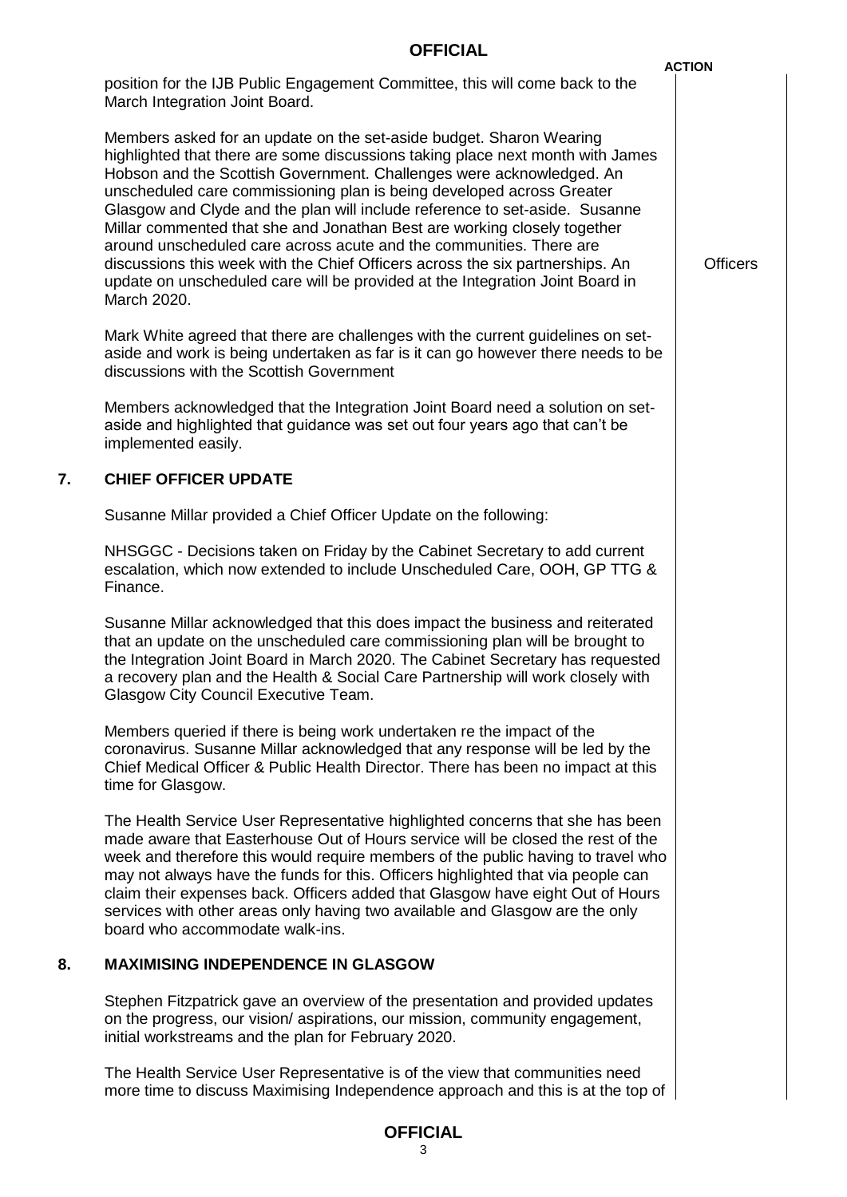**ACTION**

position for the IJB Public Engagement Committee, this will come back to the March Integration Joint Board.

Members asked for an update on the set-aside budget. Sharon Wearing highlighted that there are some discussions taking place next month with James Hobson and the Scottish Government. Challenges were acknowledged. An unscheduled care commissioning plan is being developed across Greater Glasgow and Clyde and the plan will include reference to set-aside. Susanne Millar commented that she and Jonathan Best are working closely together around unscheduled care across acute and the communities. There are discussions this week with the Chief Officers across the six partnerships. An update on unscheduled care will be provided at the Integration Joint Board in March 2020. — **Officers**

Mark White agreed that there are challenges with the current guidelines on set-aside and work is being undertaken as far is it can go however there needs to be discussions with the Scottish Government

Members acknowledged that the Integration Joint Board need a solution on set-aside and highlighted that guidance was set out four years ago that can't be implemented easily.

## 7. CHIEF OFFICER UPDATE

Susanne Millar provided a Chief Officer Update on the following:

NHSGGC - Decisions taken on Friday by the Cabinet Secretary to add current escalation, which now extended to include Unscheduled Care, OOH, GP TTG & Finance.

Susanne Millar acknowledged that this does impact the business and reiterated that an update on the unscheduled care commissioning plan will be brought to the Integration Joint Board in March 2020. The Cabinet Secretary has requested a recovery plan and the Health & Social Care Partnership will work closely with Glasgow City Council Executive Team.

Members queried if there is being work undertaken re the impact of the coronavirus. Susanne Millar acknowledged that any response will be led by the Chief Medical Officer & Public Health Director. There has been no impact at this time for Glasgow.

The Health Service User Representative highlighted concerns that she has been made aware that Easterhouse Out of Hours service will be closed the rest of the week and therefore this would require members of the public having to travel who may not always have the funds for this. Officers highlighted that via people can claim their expenses back. Officers added that Glasgow have eight Out of Hours services with other areas only having two available and Glasgow are the only board who accommodate walk-ins.

## 8. MAXIMISING INDEPENDENCE IN GLASGOW

Stephen Fitzpatrick gave an overview of the presentation and provided updates on the progress, our vision/ aspirations, our mission, community engagement, initial workstreams and the plan for February 2020.

The Health Service User Representative is of the view that communities need more time to discuss Maximising Independence approach and this is at the top of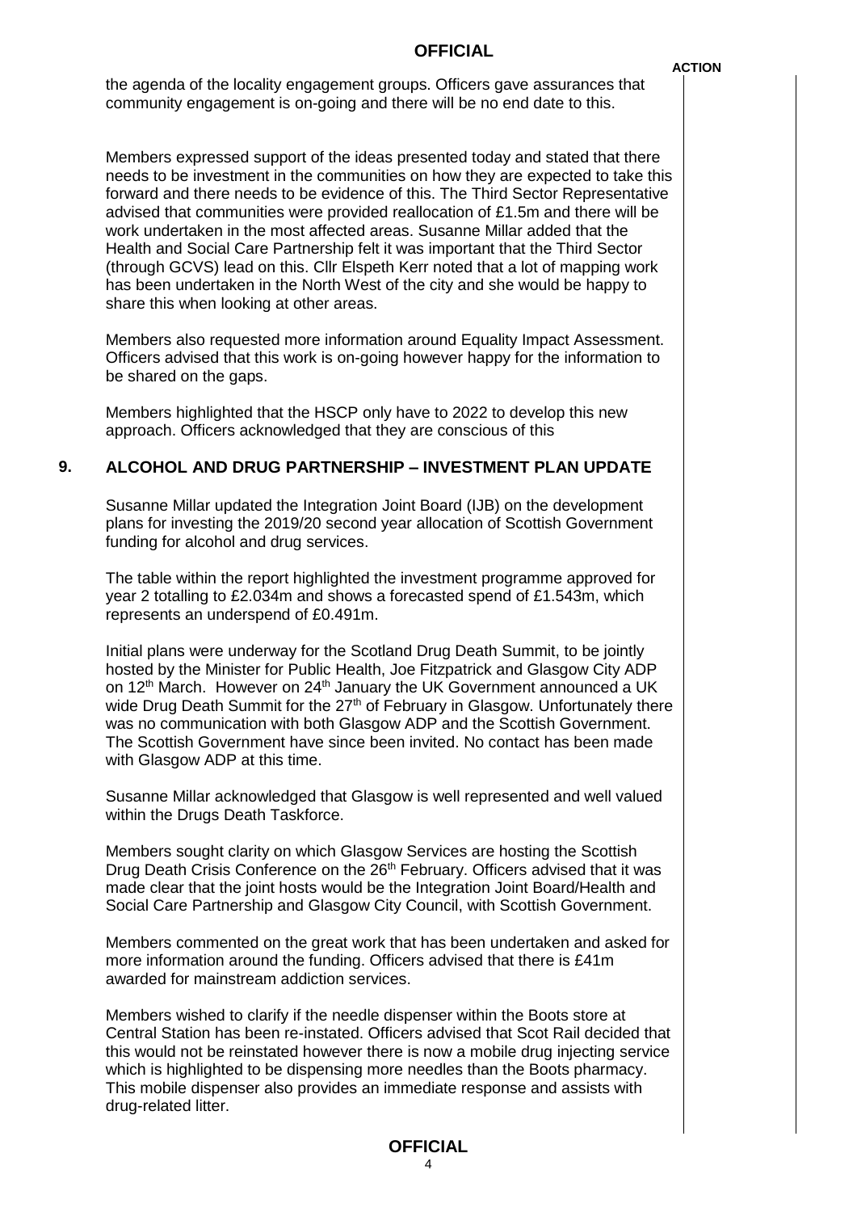the agenda of the locality engagement groups. Officers gave assurances that community engagement is on-going and there will be no end date to this.

Members expressed support of the ideas presented today and stated that there needs to be investment in the communities on how they are expected to take this forward and there needs to be evidence of this. The Third Sector Representative advised that communities were provided reallocation of £1.5m and there will be work undertaken in the most affected areas. Susanne Millar added that the Health and Social Care Partnership felt it was important that the Third Sector (through GCVS) lead on this. Cllr Elspeth Kerr noted that a lot of mapping work has been undertaken in the North West of the city and she would be happy to share this when looking at other areas.

Members also requested more information around Equality Impact Assessment. Officers advised that this work is on-going however happy for the information to be shared on the gaps.

Members highlighted that the HSCP only have to 2022 to develop this new approach. Officers acknowledged that they are conscious of this

## 9. ALCOHOL AND DRUG PARTNERSHIP – INVESTMENT PLAN UPDATE

Susanne Millar updated the Integration Joint Board (IJB) on the development plans for investing the 2019/20 second year allocation of Scottish Government funding for alcohol and drug services.

The table within the report highlighted the investment programme approved for year 2 totalling to £2.034m and shows a forecasted spend of £1.543m, which represents an underspend of £0.491m.

Initial plans were underway for the Scotland Drug Death Summit, to be jointly hosted by the Minister for Public Health, Joe Fitzpatrick and Glasgow City ADP on 12th March. However on 24th January the UK Government announced a UK wide Drug Death Summit for the 27th of February in Glasgow. Unfortunately there was no communication with both Glasgow ADP and the Scottish Government. The Scottish Government have since been invited. No contact has been made with Glasgow ADP at this time.

Susanne Millar acknowledged that Glasgow is well represented and well valued within the Drugs Death Taskforce.

Members sought clarity on which Glasgow Services are hosting the Scottish Drug Death Crisis Conference on the 26th February. Officers advised that it was made clear that the joint hosts would be the Integration Joint Board/Health and Social Care Partnership and Glasgow City Council, with Scottish Government.

Members commented on the great work that has been undertaken and asked for more information around the funding. Officers advised that there is £41m awarded for mainstream addiction services.

Members wished to clarify if the needle dispenser within the Boots store at Central Station has been re-instated. Officers advised that Scot Rail decided that this would not be reinstated however there is now a mobile drug injecting service which is highlighted to be dispensing more needles than the Boots pharmacy. This mobile dispenser also provides an immediate response and assists with drug-related litter.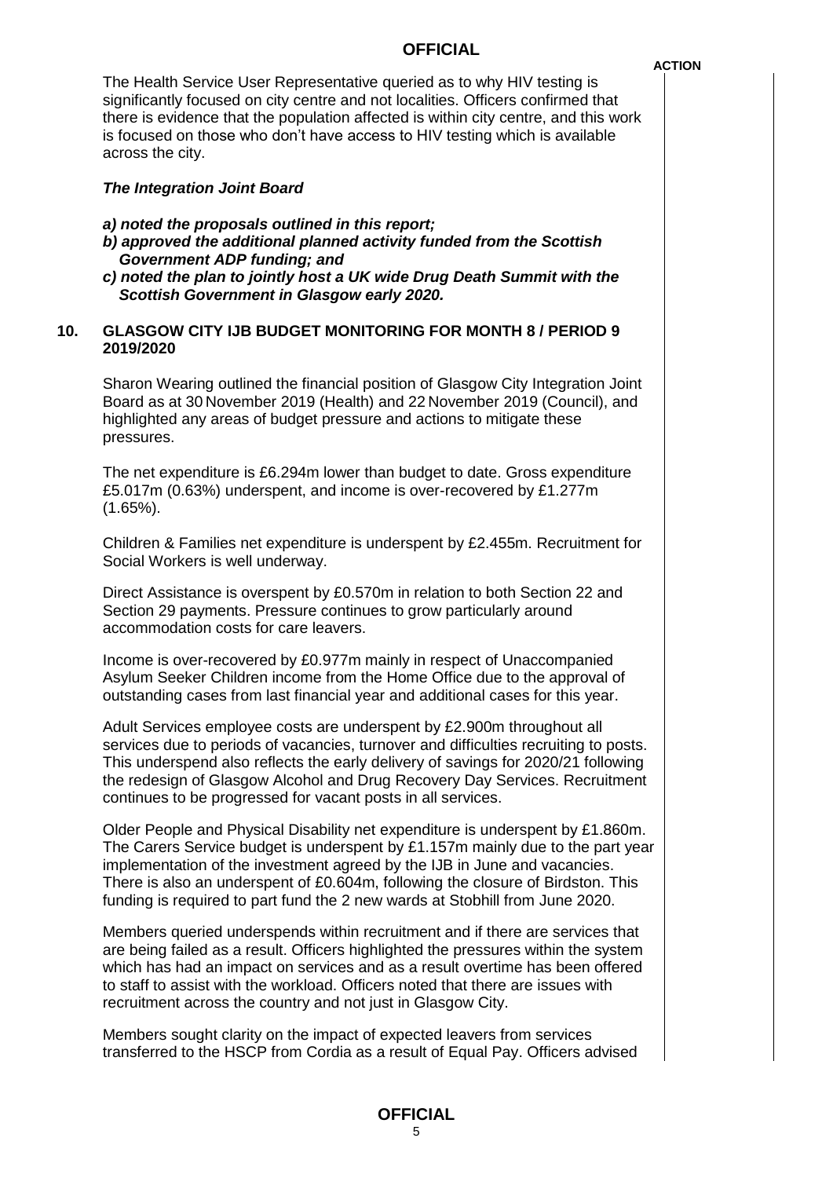The Health Service User Representative queried as to why HIV testing is significantly focused on city centre and not localities. Officers confirmed that there is evidence that the population affected is within city centre, and this work is focused on those who don't have access to HIV testing which is available across the city.

***The Integration Joint Board***

***a) noted the proposals outlined in this report;***
***b) approved the additional planned activity funded from the Scottish Government ADP funding; and***
***c) noted the plan to jointly host a UK wide Drug Death Summit with the Scottish Government in Glasgow early 2020.***

## 10. GLASGOW CITY IJB BUDGET MONITORING FOR MONTH 8 / PERIOD 9 2019/2020

Sharon Wearing outlined the financial position of Glasgow City Integration Joint Board as at 30 November 2019 (Health) and 22 November 2019 (Council), and highlighted any areas of budget pressure and actions to mitigate these pressures.

The net expenditure is £6.294m lower than budget to date. Gross expenditure £5.017m (0.63%) underspent, and income is over-recovered by £1.277m (1.65%).

Children & Families net expenditure is underspent by £2.455m. Recruitment for Social Workers is well underway.

Direct Assistance is overspent by £0.570m in relation to both Section 22 and Section 29 payments. Pressure continues to grow particularly around accommodation costs for care leavers.

Income is over-recovered by £0.977m mainly in respect of Unaccompanied Asylum Seeker Children income from the Home Office due to the approval of outstanding cases from last financial year and additional cases for this year.

Adult Services employee costs are underspent by £2.900m throughout all services due to periods of vacancies, turnover and difficulties recruiting to posts. This underspend also reflects the early delivery of savings for 2020/21 following the redesign of Glasgow Alcohol and Drug Recovery Day Services. Recruitment continues to be progressed for vacant posts in all services.

Older People and Physical Disability net expenditure is underspent by £1.860m. The Carers Service budget is underspent by £1.157m mainly due to the part year implementation of the investment agreed by the IJB in June and vacancies. There is also an underspent of £0.604m, following the closure of Birdston. This funding is required to part fund the 2 new wards at Stobhill from June 2020.

Members queried underspends within recruitment and if there are services that are being failed as a result. Officers highlighted the pressures within the system which has had an impact on services and as a result overtime has been offered to staff to assist with the workload. Officers noted that there are issues with recruitment across the country and not just in Glasgow City.

Members sought clarity on the impact of expected leavers from services transferred to the HSCP from Cordia as a result of Equal Pay. Officers advised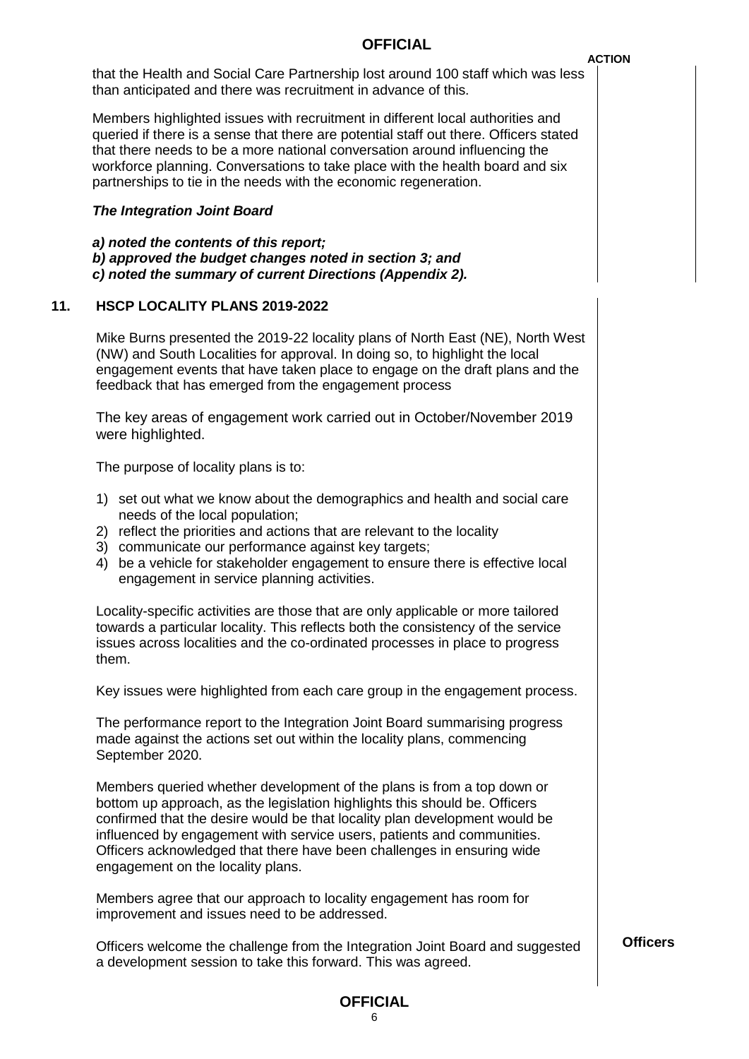**ACTION**

that the Health and Social Care Partnership lost around 100 staff which was less than anticipated and there was recruitment in advance of this.

Members highlighted issues with recruitment in different local authorities and queried if there is a sense that there are potential staff out there. Officers stated that there needs to be a more national conversation around influencing the workforce planning. Conversations to take place with the health board and six partnerships to tie in the needs with the economic regeneration.

***The Integration Joint Board***

***a) noted the contents of this report;***
***b) approved the budget changes noted in section 3; and***
***c) noted the summary of current Directions (Appendix 2).***

## 11. HSCP LOCALITY PLANS 2019-2022

Mike Burns presented the 2019-22 locality plans of North East (NE), North West (NW) and South Localities for approval. In doing so, to highlight the local engagement events that have taken place to engage on the draft plans and the feedback that has emerged from the engagement process

The key areas of engagement work carried out in October/November 2019 were highlighted.

The purpose of locality plans is to:

1) set out what we know about the demographics and health and social care needs of the local population;
2) reflect the priorities and actions that are relevant to the locality
3) communicate our performance against key targets;
4) be a vehicle for stakeholder engagement to ensure there is effective local engagement in service planning activities.

Locality-specific activities are those that are only applicable or more tailored towards a particular locality. This reflects both the consistency of the service issues across localities and the co-ordinated processes in place to progress them.

Key issues were highlighted from each care group in the engagement process.

The performance report to the Integration Joint Board summarising progress made against the actions set out within the locality plans, commencing September 2020.

Members queried whether development of the plans is from a top down or bottom up approach, as the legislation highlights this should be. Officers confirmed that the desire would be that locality plan development would be influenced by engagement with service users, patients and communities. Officers acknowledged that there have been challenges in ensuring wide engagement on the locality plans.

Members agree that our approach to locality engagement has room for improvement and issues need to be addressed.

Officers welcome the challenge from the Integration Joint Board and suggested a development session to take this forward. This was agreed. **Officers**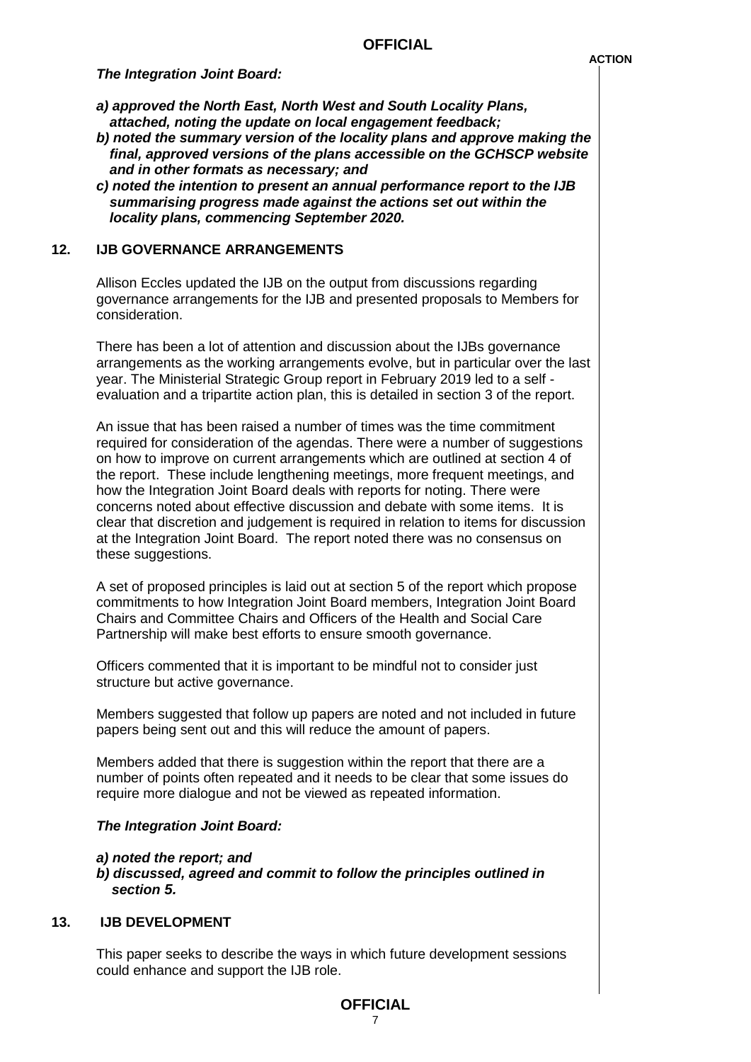***The Integration Joint Board:***

***a) approved the North East, North West and South Locality Plans, attached, noting the update on local engagement feedback;***
***b) noted the summary version of the locality plans and approve making the final, approved versions of the plans accessible on the GCHSCP website and in other formats as necessary; and***
***c) noted the intention to present an annual performance report to the IJB summarising progress made against the actions set out within the locality plans, commencing September 2020.***

## 12. IJB GOVERNANCE ARRANGEMENTS

Allison Eccles updated the IJB on the output from discussions regarding governance arrangements for the IJB and presented proposals to Members for consideration.

There has been a lot of attention and discussion about the IJBs governance arrangements as the working arrangements evolve, but in particular over the last year. The Ministerial Strategic Group report in February 2019 led to a self - evaluation and a tripartite action plan, this is detailed in section 3 of the report.

An issue that has been raised a number of times was the time commitment required for consideration of the agendas. There were a number of suggestions on how to improve on current arrangements which are outlined at section 4 of the report. These include lengthening meetings, more frequent meetings, and how the Integration Joint Board deals with reports for noting. There were concerns noted about effective discussion and debate with some items. It is clear that discretion and judgement is required in relation to items for discussion at the Integration Joint Board. The report noted there was no consensus on these suggestions.

A set of proposed principles is laid out at section 5 of the report which propose commitments to how Integration Joint Board members, Integration Joint Board Chairs and Committee Chairs and Officers of the Health and Social Care Partnership will make best efforts to ensure smooth governance.

Officers commented that it is important to be mindful not to consider just structure but active governance.

Members suggested that follow up papers are noted and not included in future papers being sent out and this will reduce the amount of papers.

Members added that there is suggestion within the report that there are a number of points often repeated and it needs to be clear that some issues do require more dialogue and not be viewed as repeated information.

***The Integration Joint Board:***

***a) noted the report; and***
***b) discussed, agreed and commit to follow the principles outlined in section 5.***

## 13. IJB DEVELOPMENT

This paper seeks to describe the ways in which future development sessions could enhance and support the IJB role.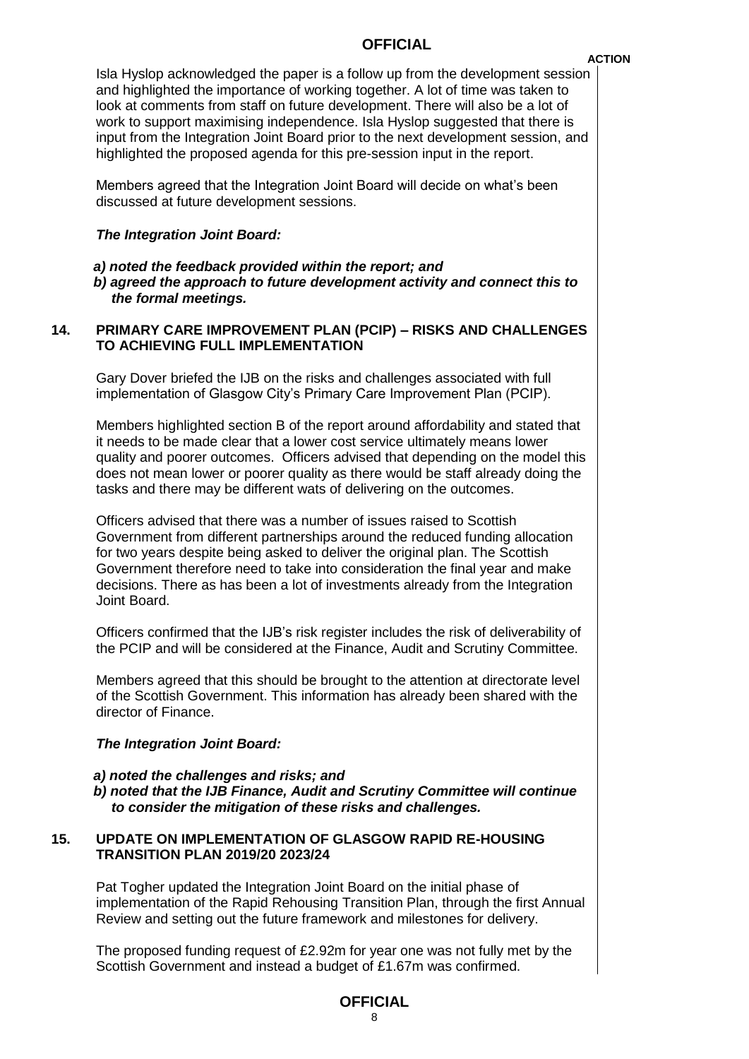Isla Hyslop acknowledged the paper is a follow up from the development session and highlighted the importance of working together. A lot of time was taken to look at comments from staff on future development. There will also be a lot of work to support maximising independence. Isla Hyslop suggested that there is input from the Integration Joint Board prior to the next development session, and highlighted the proposed agenda for this pre-session input in the report.

Members agreed that the Integration Joint Board will decide on what's been discussed at future development sessions.

***The Integration Joint Board:***

***a) noted the feedback provided within the report; and***
***b) agreed the approach to future development activity and connect this to the formal meetings.***

## 14. PRIMARY CARE IMPROVEMENT PLAN (PCIP) – RISKS AND CHALLENGES TO ACHIEVING FULL IMPLEMENTATION

Gary Dover briefed the IJB on the risks and challenges associated with full implementation of Glasgow City's Primary Care Improvement Plan (PCIP).

Members highlighted section B of the report around affordability and stated that it needs to be made clear that a lower cost service ultimately means lower quality and poorer outcomes. Officers advised that depending on the model this does not mean lower or poorer quality as there would be staff already doing the tasks and there may be different wats of delivering on the outcomes.

Officers advised that there was a number of issues raised to Scottish Government from different partnerships around the reduced funding allocation for two years despite being asked to deliver the original plan. The Scottish Government therefore need to take into consideration the final year and make decisions. There as has been a lot of investments already from the Integration Joint Board.

Officers confirmed that the IJB's risk register includes the risk of deliverability of the PCIP and will be considered at the Finance, Audit and Scrutiny Committee.

Members agreed that this should be brought to the attention at directorate level of the Scottish Government. This information has already been shared with the director of Finance.

***The Integration Joint Board:***

***a) noted the challenges and risks; and***
***b) noted that the IJB Finance, Audit and Scrutiny Committee will continue to consider the mitigation of these risks and challenges.***

## 15. UPDATE ON IMPLEMENTATION OF GLASGOW RAPID RE-HOUSING TRANSITION PLAN 2019/20 2023/24

Pat Togher updated the Integration Joint Board on the initial phase of implementation of the Rapid Rehousing Transition Plan, through the first Annual Review and setting out the future framework and milestones for delivery.

The proposed funding request of £2.92m for year one was not fully met by the Scottish Government and instead a budget of £1.67m was confirmed.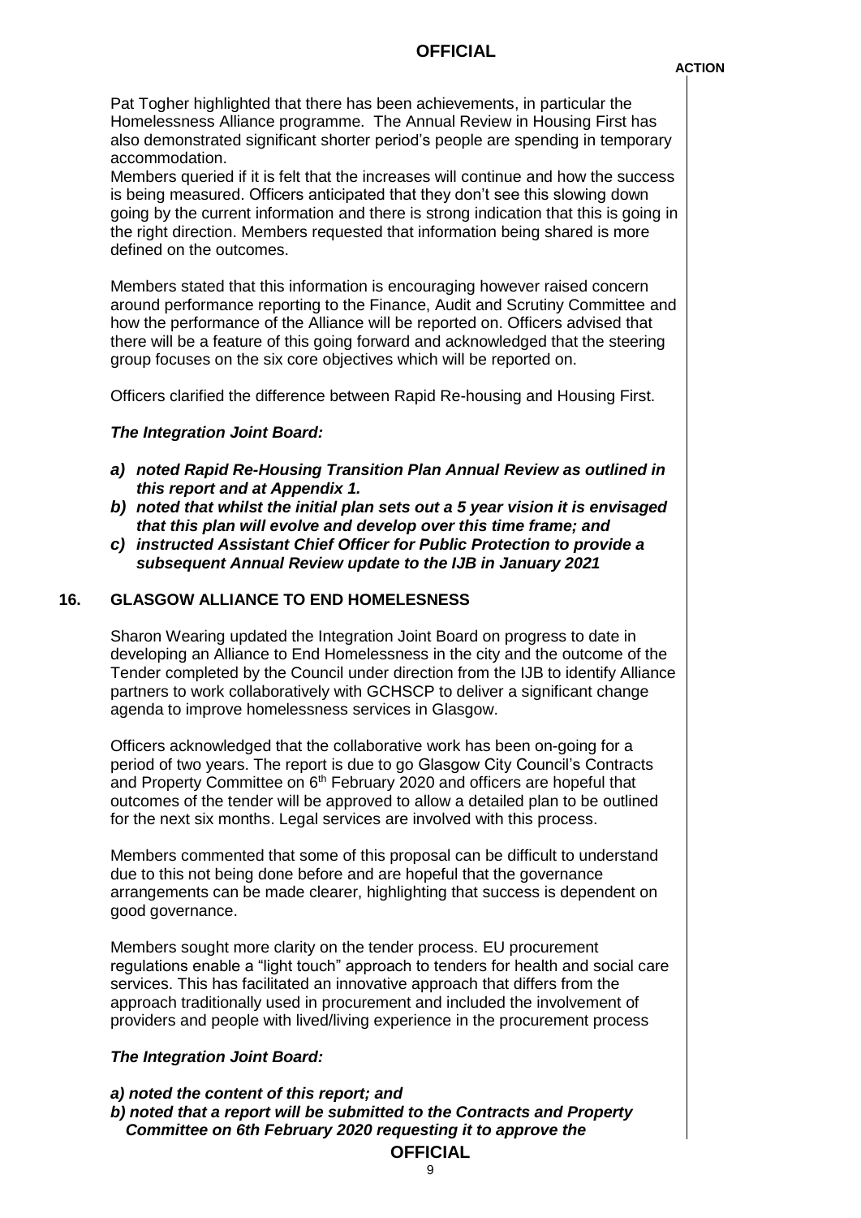Pat Togher highlighted that there has been achievements, in particular the Homelessness Alliance programme. The Annual Review in Housing First has also demonstrated significant shorter period's people are spending in temporary accommodation.
Members queried if it is felt that the increases will continue and how the success is being measured. Officers anticipated that they don't see this slowing down going by the current information and there is strong indication that this is going in the right direction. Members requested that information being shared is more defined on the outcomes.

Members stated that this information is encouraging however raised concern around performance reporting to the Finance, Audit and Scrutiny Committee and how the performance of the Alliance will be reported on. Officers advised that there will be a feature of this going forward and acknowledged that the steering group focuses on the six core objectives which will be reported on.

Officers clarified the difference between Rapid Re-housing and Housing First.

***The Integration Joint Board:***

***a) noted Rapid Re-Housing Transition Plan Annual Review as outlined in this report and at Appendix 1.***
***b) noted that whilst the initial plan sets out a 5 year vision it is envisaged that this plan will evolve and develop over this time frame; and***
***c) instructed Assistant Chief Officer for Public Protection to provide a subsequent Annual Review update to the IJB in January 2021***

## 16. GLASGOW ALLIANCE TO END HOMELESSNESS

Sharon Wearing updated the Integration Joint Board on progress to date in developing an Alliance to End Homelessness in the city and the outcome of the Tender completed by the Council under direction from the IJB to identify Alliance partners to work collaboratively with GCHSCP to deliver a significant change agenda to improve homelessness services in Glasgow.

Officers acknowledged that the collaborative work has been on-going for a period of two years. The report is due to go Glasgow City Council's Contracts and Property Committee on 6th February 2020 and officers are hopeful that outcomes of the tender will be approved to allow a detailed plan to be outlined for the next six months. Legal services are involved with this process.

Members commented that some of this proposal can be difficult to understand due to this not being done before and are hopeful that the governance arrangements can be made clearer, highlighting that success is dependent on good governance.

Members sought more clarity on the tender process. EU procurement regulations enable a "light touch" approach to tenders for health and social care services. This has facilitated an innovative approach that differs from the approach traditionally used in procurement and included the involvement of providers and people with lived/living experience in the procurement process

***The Integration Joint Board:***

***a) noted the content of this report; and***
***b) noted that a report will be submitted to the Contracts and Property Committee on 6th February 2020 requesting it to approve the***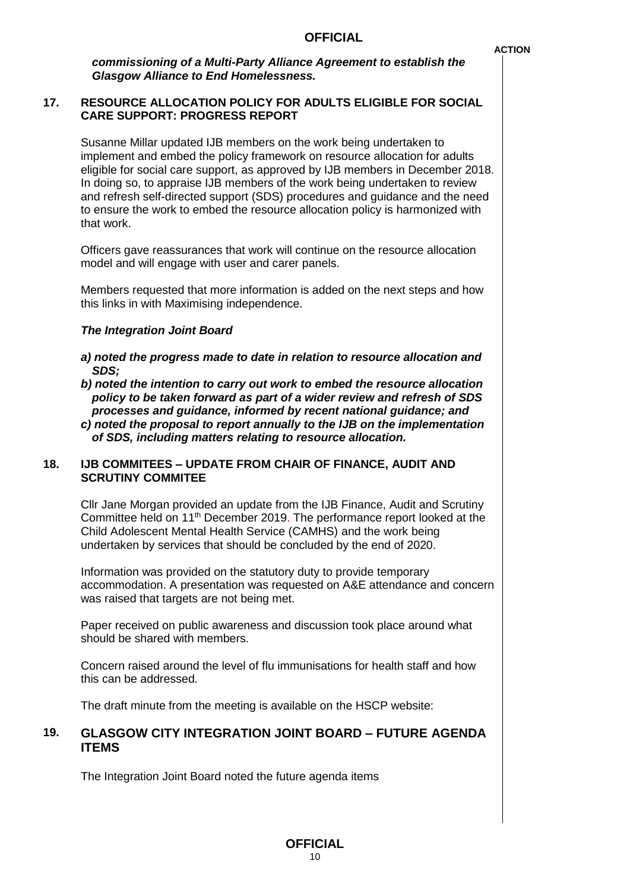**ACTION**

***commissioning of a Multi-Party Alliance Agreement to establish the Glasgow Alliance to End Homelessness.***

## 17. RESOURCE ALLOCATION POLICY FOR ADULTS ELIGIBLE FOR SOCIAL CARE SUPPORT: PROGRESS REPORT

Susanne Millar updated IJB members on the work being undertaken to implement and embed the policy framework on resource allocation for adults eligible for social care support, as approved by IJB members in December 2018. In doing so, to appraise IJB members of the work being undertaken to review and refresh self-directed support (SDS) procedures and guidance and the need to ensure the work to embed the resource allocation policy is harmonized with that work.

Officers gave reassurances that work will continue on the resource allocation model and will engage with user and carer panels.

Members requested that more information is added on the next steps and how this links in with Maximising independence.

***The Integration Joint Board***

***a) noted the progress made to date in relation to resource allocation and SDS;***
***b) noted the intention to carry out work to embed the resource allocation policy to be taken forward as part of a wider review and refresh of SDS processes and guidance, informed by recent national guidance; and***
***c) noted the proposal to report annually to the IJB on the implementation of SDS, including matters relating to resource allocation.***

## 18. IJB COMMITEES – UPDATE FROM CHAIR OF FINANCE, AUDIT AND SCRUTINY COMMITEE

Cllr Jane Morgan provided an update from the IJB Finance, Audit and Scrutiny Committee held on 11th December 2019. The performance report looked at the Child Adolescent Mental Health Service (CAMHS) and the work being undertaken by services that should be concluded by the end of 2020.

Information was provided on the statutory duty to provide temporary accommodation. A presentation was requested on A&E attendance and concern was raised that targets are not being met.

Paper received on public awareness and discussion took place around what should be shared with members.

Concern raised around the level of flu immunisations for health staff and how this can be addressed.

The draft minute from the meeting is available on the HSCP website:

## 19. GLASGOW CITY INTEGRATION JOINT BOARD – FUTURE AGENDA ITEMS

The Integration Joint Board noted the future agenda items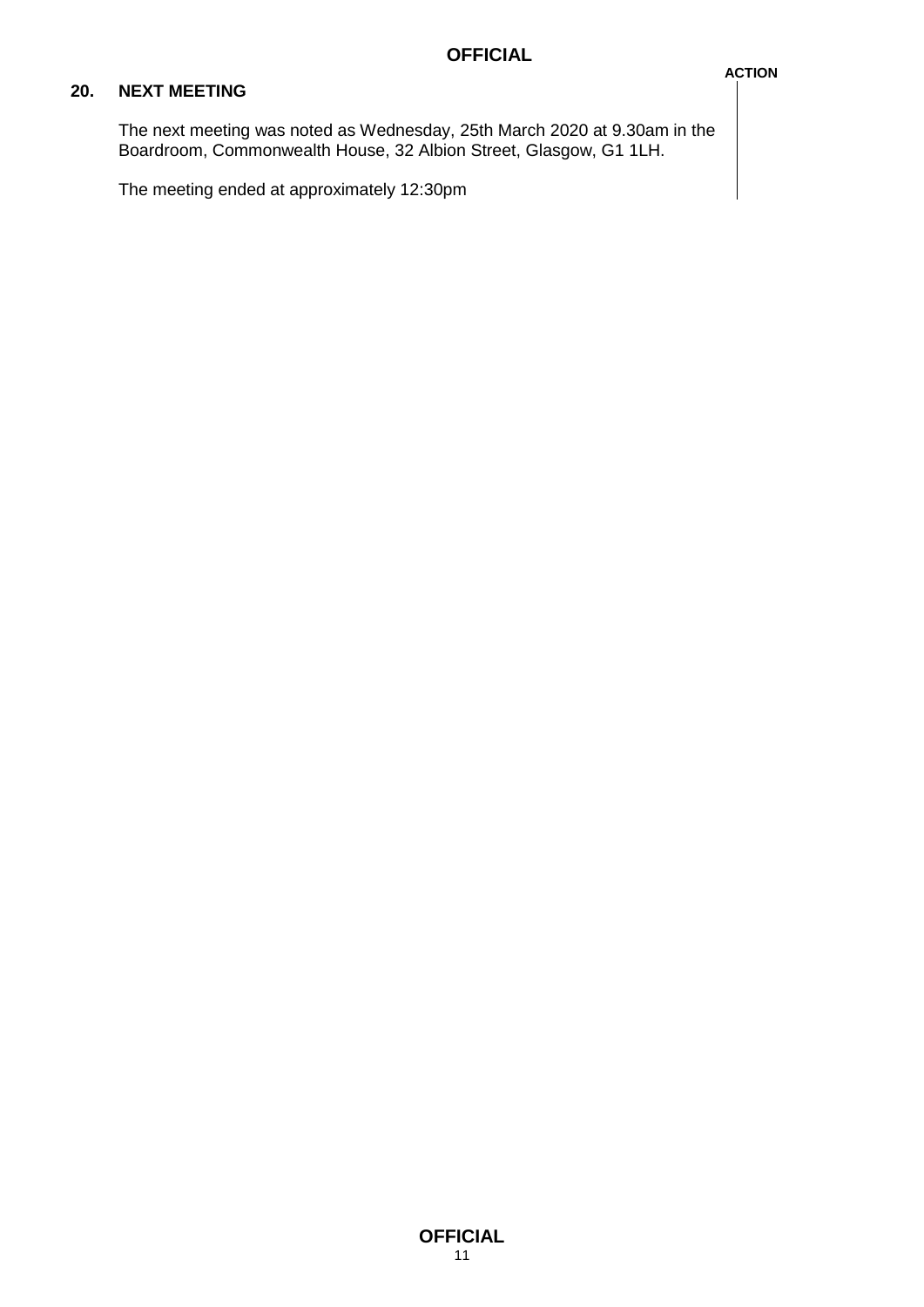**ACTION**

## 20. NEXT MEETING

The next meeting was noted as Wednesday, 25th March 2020 at 9.30am in the Boardroom, Commonwealth House, 32 Albion Street, Glasgow, G1 1LH.

The meeting ended at approximately 12:30pm